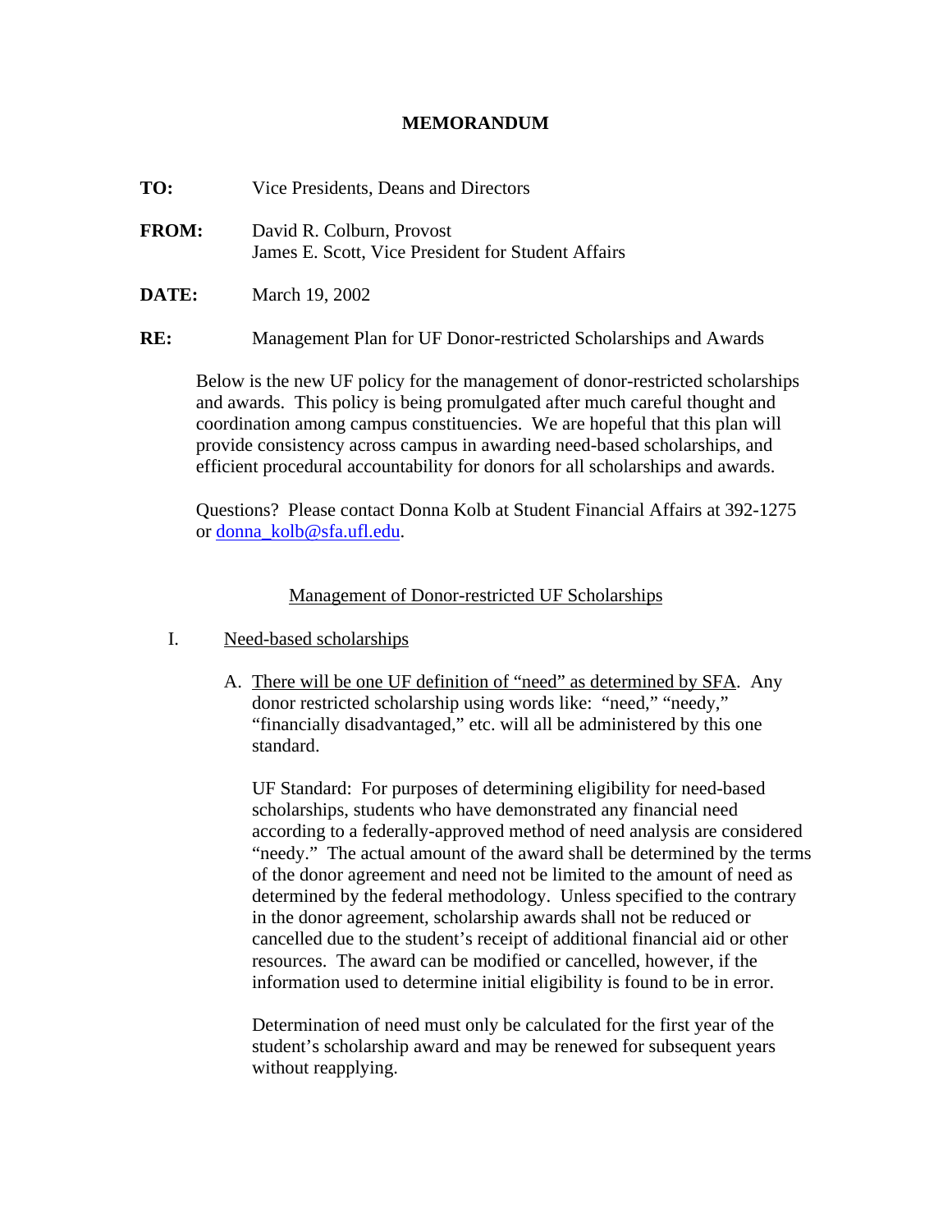# MEMORANDUM

**TO:** Vice Presidents, Deans and Directors

**FROM:** David R. Colburn, Provost
James E. Scott, Vice President for Student Affairs

**DATE:** March 19, 2002

**RE:** Management Plan for UF Donor-restricted Scholarships and Awards

Below is the new UF policy for the management of donor-restricted scholarships and awards. This policy is being promulgated after much careful thought and coordination among campus constituencies. We are hopeful that this plan will provide consistency across campus in awarding need-based scholarships, and efficient procedural accountability for donors for all scholarships and awards.

Questions? Please contact Donna Kolb at Student Financial Affairs at 392-1275 or [donna_kolb@sfa.ufl.edu](mailto:donna_kolb@sfa.ufl.edu).

## Management of Donor-restricted UF Scholarships

I. Need-based scholarships

A. There will be one UF definition of "need" as determined by SFA. Any donor restricted scholarship using words like: "need," "needy," "financially disadvantaged," etc. will all be administered by this one standard.

UF Standard: For purposes of determining eligibility for need-based scholarships, students who have demonstrated any financial need according to a federally-approved method of need analysis are considered "needy." The actual amount of the award shall be determined by the terms of the donor agreement and need not be limited to the amount of need as determined by the federal methodology. Unless specified to the contrary in the donor agreement, scholarship awards shall not be reduced or cancelled due to the student's receipt of additional financial aid or other resources. The award can be modified or cancelled, however, if the information used to determine initial eligibility is found to be in error.

Determination of need must only be calculated for the first year of the student's scholarship award and may be renewed for subsequent years without reapplying.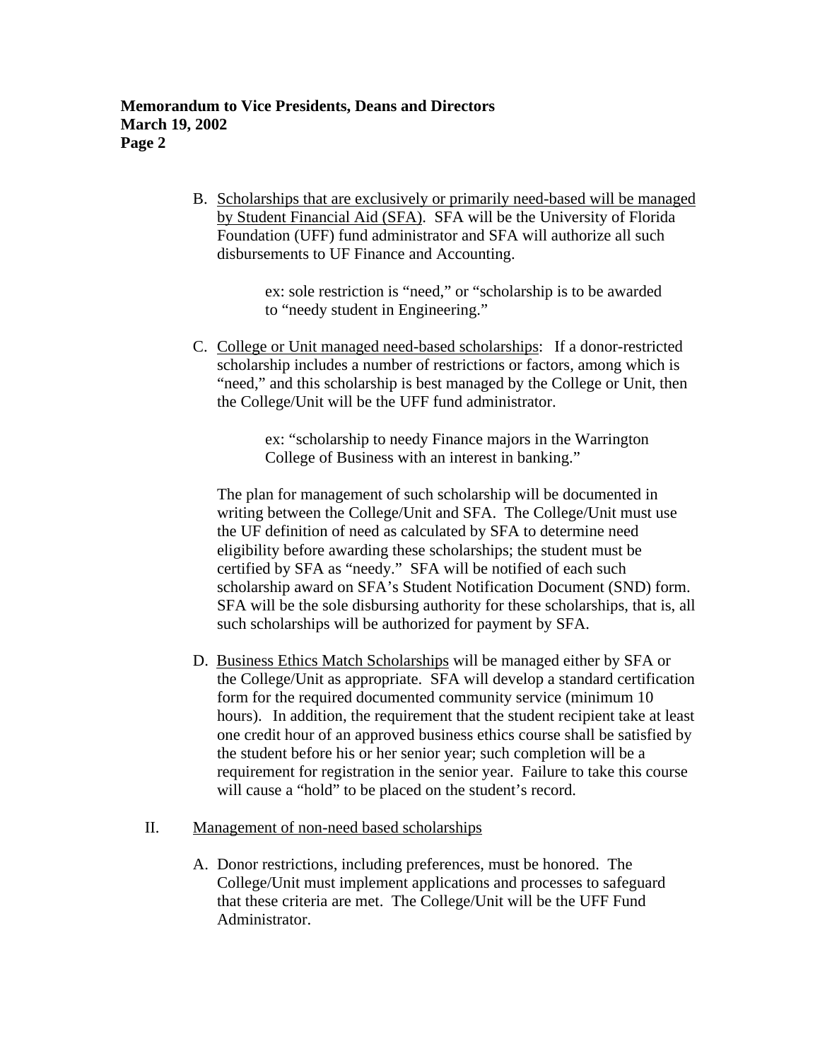B. Scholarships that are exclusively or primarily need-based will be managed by Student Financial Aid (SFA). SFA will be the University of Florida Foundation (UFF) fund administrator and SFA will authorize all such disbursements to UF Finance and Accounting.

   > ex: sole restriction is "need," or "scholarship is to be awarded to "needy student in Engineering."

C. College or Unit managed need-based scholarships: If a donor-restricted scholarship includes a number of restrictions or factors, among which is "need," and this scholarship is best managed by the College or Unit, then the College/Unit will be the UFF fund administrator.

   > ex: "scholarship to needy Finance majors in the Warrington College of Business with an interest in banking."

   The plan for management of such scholarship will be documented in writing between the College/Unit and SFA. The College/Unit must use the UF definition of need as calculated by SFA to determine need eligibility before awarding these scholarships; the student must be certified by SFA as "needy." SFA will be notified of each such scholarship award on SFA's Student Notification Document (SND) form. SFA will be the sole disbursing authority for these scholarships, that is, all such scholarships will be authorized for payment by SFA.

D. Business Ethics Match Scholarships will be managed either by SFA or the College/Unit as appropriate. SFA will develop a standard certification form for the required documented community service (minimum 10 hours). In addition, the requirement that the student recipient take at least one credit hour of an approved business ethics course shall be satisfied by the student before his or her senior year; such completion will be a requirement for registration in the senior year. Failure to take this course will cause a "hold" to be placed on the student's record.

II. Management of non-need based scholarships

   A. Donor restrictions, including preferences, must be honored. The College/Unit must implement applications and processes to safeguard that these criteria are met. The College/Unit will be the UFF Fund Administrator.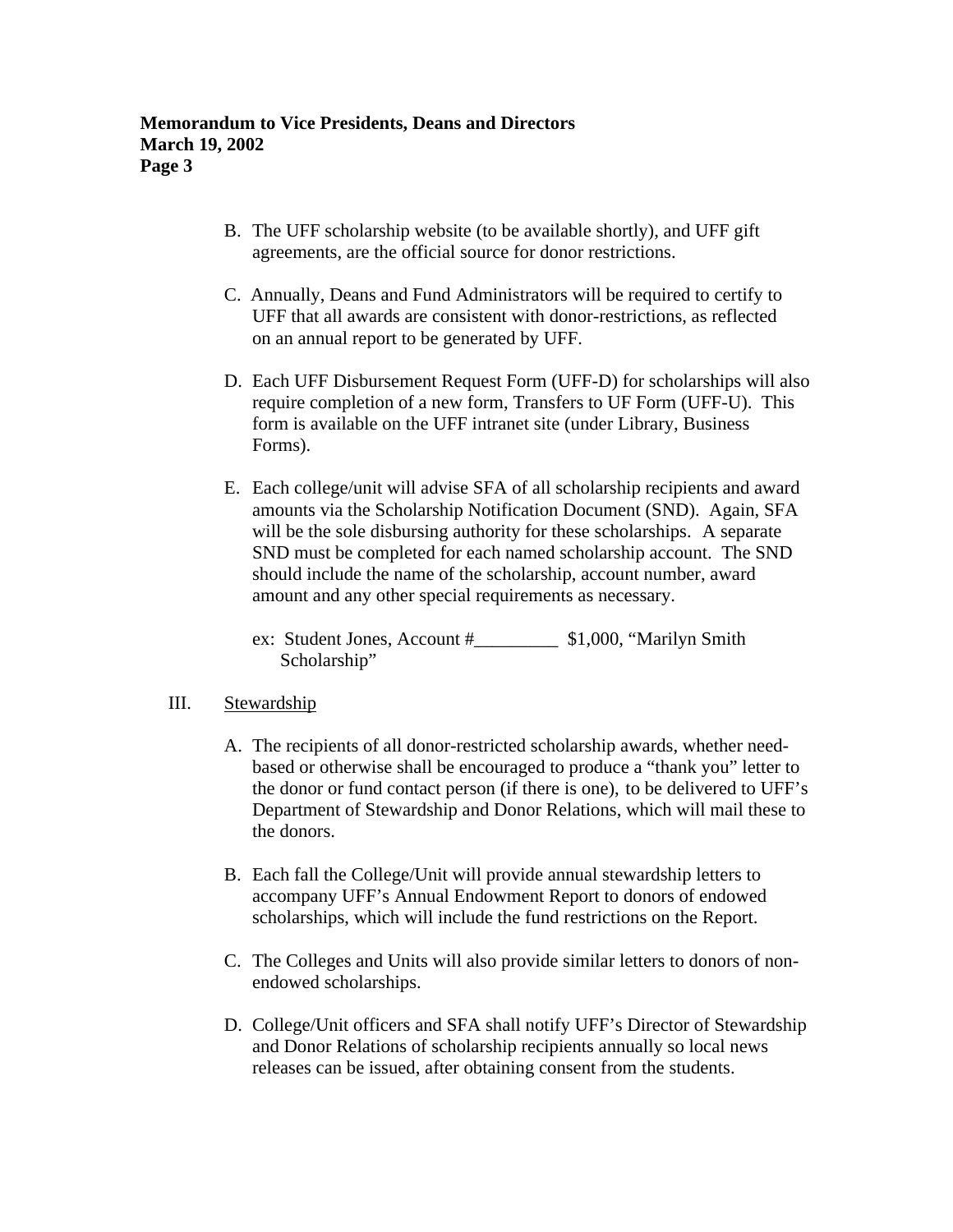B. The UFF scholarship website (to be available shortly), and UFF gift agreements, are the official source for donor restrictions.

C. Annually, Deans and Fund Administrators will be required to certify to UFF that all awards are consistent with donor-restrictions, as reflected on an annual report to be generated by UFF.

D. Each UFF Disbursement Request Form (UFF-D) for scholarships will also require completion of a new form, Transfers to UF Form (UFF-U). This form is available on the UFF intranet site (under Library, Business Forms).

E. Each college/unit will advise SFA of all scholarship recipients and award amounts via the Scholarship Notification Document (SND). Again, SFA will be the sole disbursing authority for these scholarships. A separate SND must be completed for each named scholarship account. The SND should include the name of the scholarship, account number, award amount and any other special requirements as necessary.

   ex: Student Jones, Account #_________ $1,000, "Marilyn Smith Scholarship"

III. <u>Stewardship</u>

A. The recipients of all donor-restricted scholarship awards, whether need-based or otherwise shall be encouraged to produce a "thank you" letter to the donor or fund contact person (if there is one), to be delivered to UFF's Department of Stewardship and Donor Relations, which will mail these to the donors.

B. Each fall the College/Unit will provide annual stewardship letters to accompany UFF's Annual Endowment Report to donors of endowed scholarships, which will include the fund restrictions on the Report.

C. The Colleges and Units will also provide similar letters to donors of non-endowed scholarships.

D. College/Unit officers and SFA shall notify UFF's Director of Stewardship and Donor Relations of scholarship recipients annually so local news releases can be issued, after obtaining consent from the students.